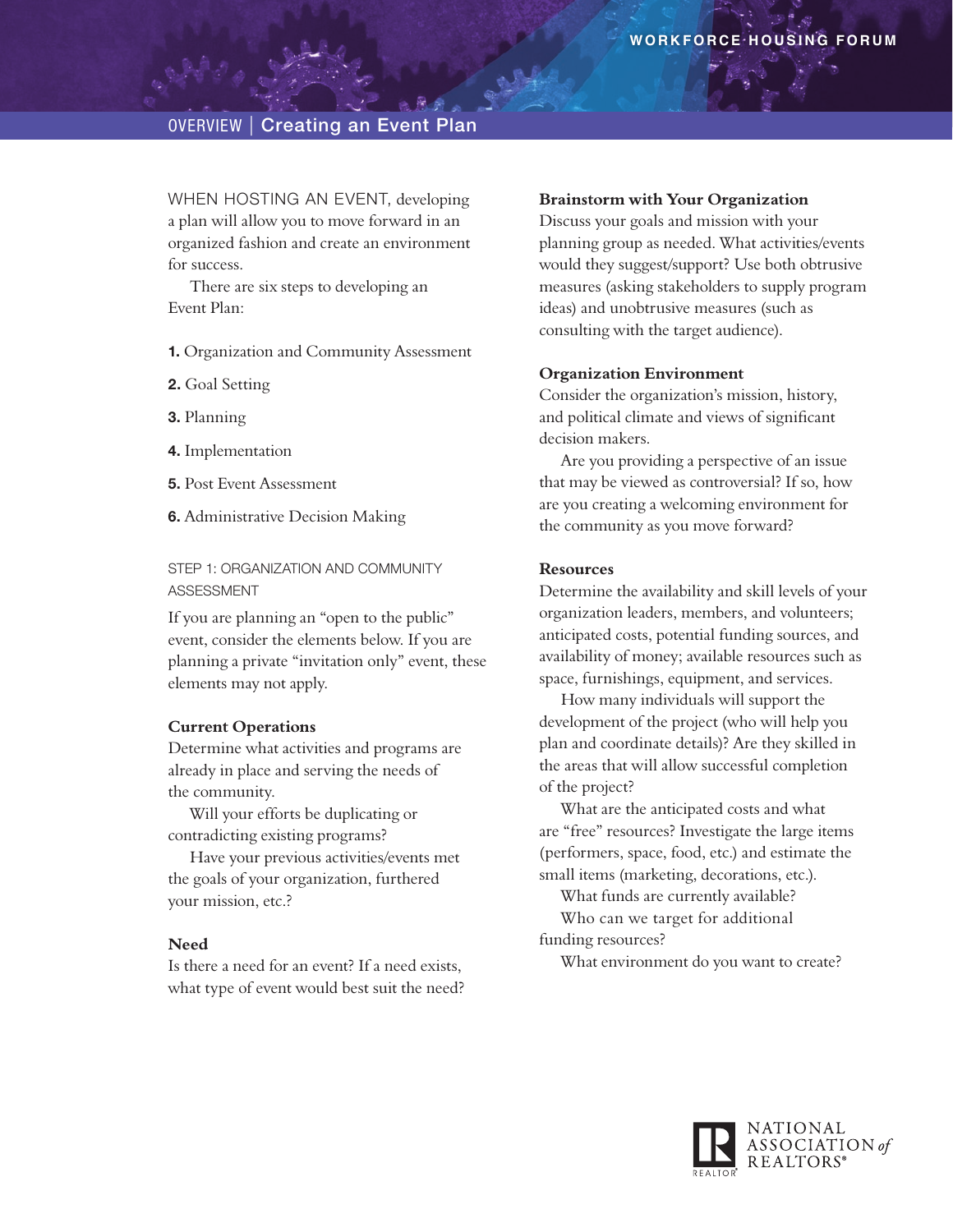# OVERVIEW | Creating an Event Plan

WHEN HOSTING AN EVENT, developing a plan will allow you to move forward in an organized fashion and create an environment for success.

There are six steps to developing an Event Plan:

1. Organization and Community Assessment
2. Goal Setting
3. Planning
4. Implementation
5. Post Event Assessment
6. Administrative Decision Making

## STEP 1: ORGANIZATION AND COMMUNITY ASSESSMENT

If you are planning an "open to the public" event, consider the elements below. If you are planning a private "invitation only" event, these elements may not apply.

### Current Operations

Determine what activities and programs are already in place and serving the needs of the community.

Will your efforts be duplicating or contradicting existing programs?

Have your previous activities/events met the goals of your organization, furthered your mission, etc.?

### Need

Is there a need for an event? If a need exists, what type of event would best suit the need?

### Brainstorm with Your Organization

Discuss your goals and mission with your planning group as needed. What activities/events would they suggest/support? Use both obtrusive measures (asking stakeholders to supply program ideas) and unobtrusive measures (such as consulting with the target audience).

### Organization Environment

Consider the organization's mission, history, and political climate and views of significant decision makers.

Are you providing a perspective of an issue that may be viewed as controversial? If so, how are you creating a welcoming environment for the community as you move forward?

### Resources

Determine the availability and skill levels of your organization leaders, members, and volunteers; anticipated costs, potential funding sources, and availability of money; available resources such as space, furnishings, equipment, and services.

How many individuals will support the development of the project (who will help you plan and coordinate details)? Are they skilled in the areas that will allow successful completion of the project?

What are the anticipated costs and what are "free" resources? Investigate the large items (performers, space, food, etc.) and estimate the small items (marketing, decorations, etc.).

What funds are currently available?

Who can we target for additional funding resources?

What environment do you want to create?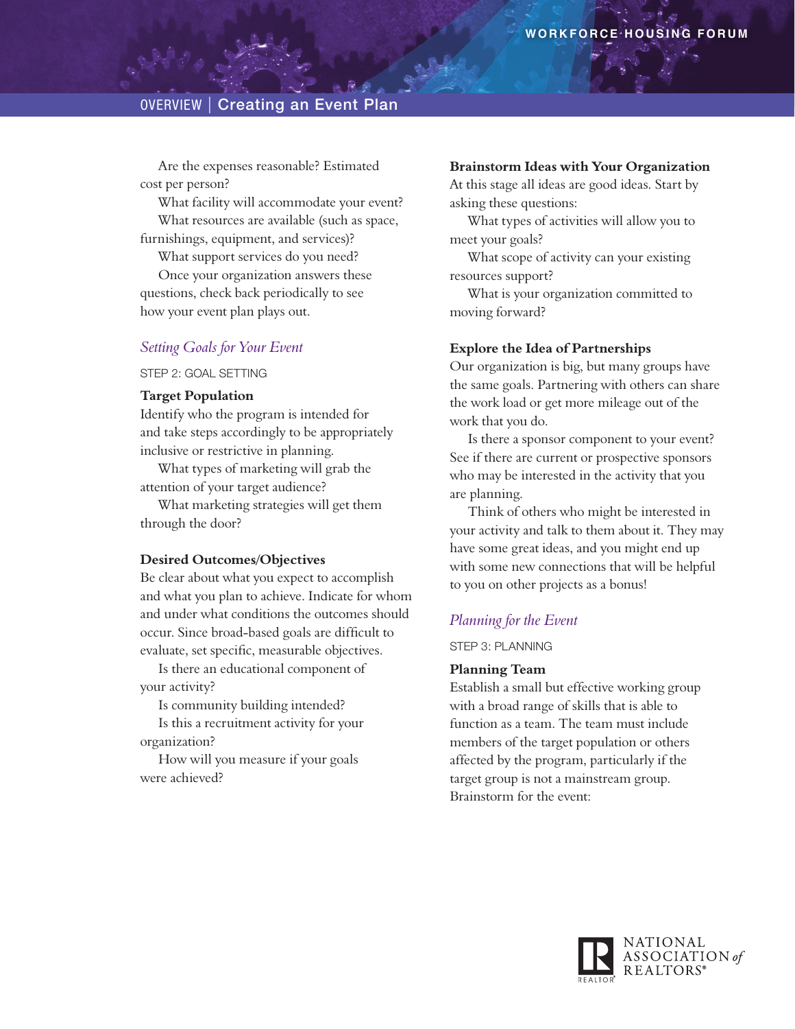Are the expenses reasonable? Estimated cost per person?

What facility will accommodate your event?

What resources are available (such as space, furnishings, equipment, and services)?

What support services do you need?

Once your organization answers these questions, check back periodically to see how your event plan plays out.

## *Setting Goals for Your Event*

STEP 2: GOAL SETTING

**Target Population**

Identify who the program is intended for and take steps accordingly to be appropriately inclusive or restrictive in planning.

What types of marketing will grab the attention of your target audience?

What marketing strategies will get them through the door?

**Desired Outcomes/Objectives**

Be clear about what you expect to accomplish and what you plan to achieve. Indicate for whom and under what conditions the outcomes should occur. Since broad-based goals are difficult to evaluate, set specific, measurable objectives.

Is there an educational component of your activity?

Is community building intended?

Is this a recruitment activity for your organization?

How will you measure if your goals were achieved?

**Brainstorm Ideas with Your Organization**

At this stage all ideas are good ideas. Start by asking these questions:

What types of activities will allow you to meet your goals?

What scope of activity can your existing resources support?

What is your organization committed to moving forward?

**Explore the Idea of Partnerships**

Our organization is big, but many groups have the same goals. Partnering with others can share the work load or get more mileage out of the work that you do.

Is there a sponsor component to your event? See if there are current or prospective sponsors who may be interested in the activity that you are planning.

Think of others who might be interested in your activity and talk to them about it. They may have some great ideas, and you might end up with some new connections that will be helpful to you on other projects as a bonus!

## *Planning for the Event*

STEP 3: PLANNING

**Planning Team**

Establish a small but effective working group with a broad range of skills that is able to function as a team. The team must include members of the target population or others affected by the program, particularly if the target group is not a mainstream group. Brainstorm for the event: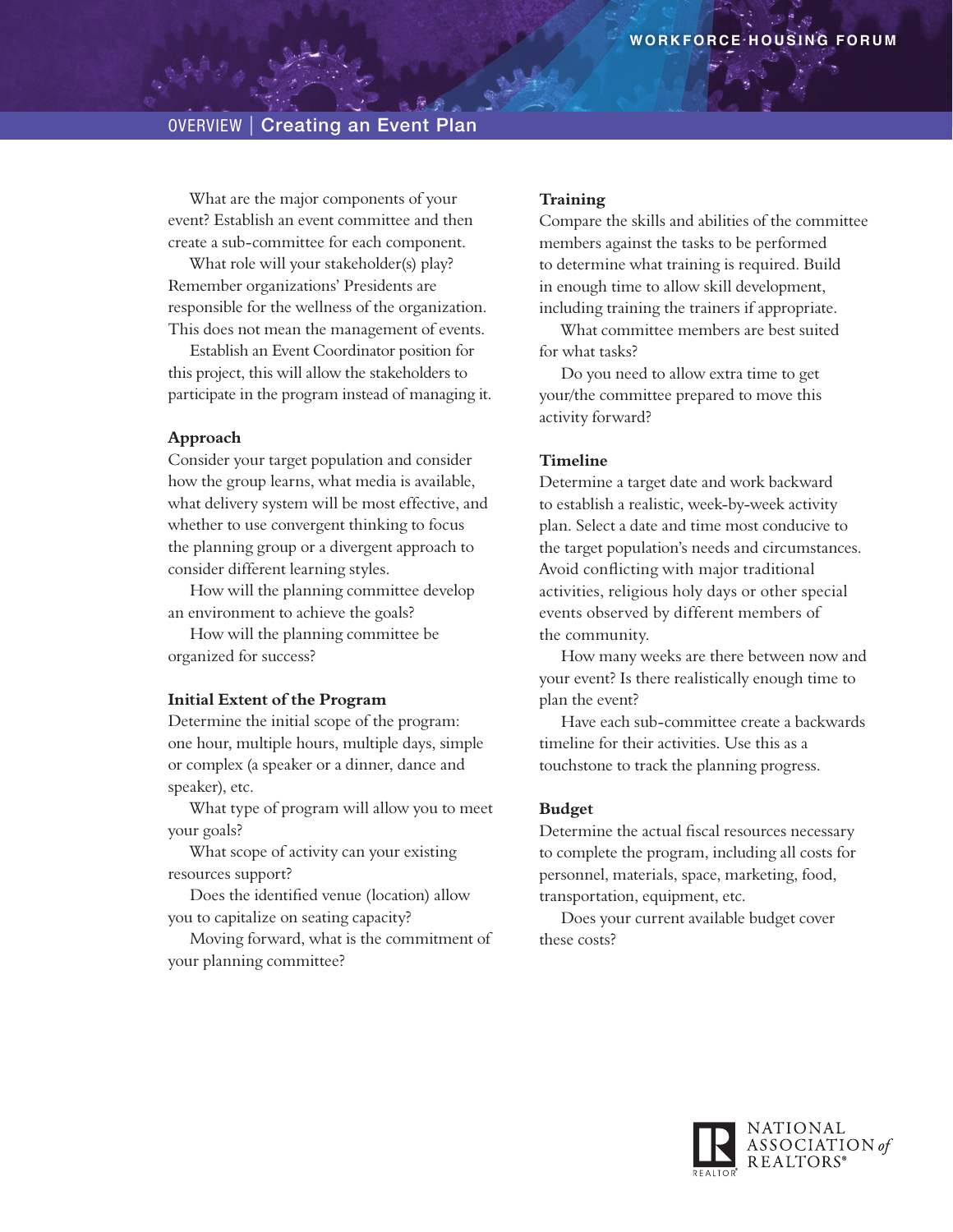# Creating an Event Plan

What are the major components of your event? Establish an event committee and then create a sub-committee for each component.

What role will your stakeholder(s) play? Remember organizations' Presidents are responsible for the wellness of the organization. This does not mean the management of events.

Establish an Event Coordinator position for this project, this will allow the stakeholders to participate in the program instead of managing it.

### Approach

Consider your target population and consider how the group learns, what media is available, what delivery system will be most effective, and whether to use convergent thinking to focus the planning group or a divergent approach to consider different learning styles.

How will the planning committee develop an environment to achieve the goals?

How will the planning committee be organized for success?

### Initial Extent of the Program

Determine the initial scope of the program: one hour, multiple hours, multiple days, simple or complex (a speaker or a dinner, dance and speaker), etc.

What type of program will allow you to meet your goals?

What scope of activity can your existing resources support?

Does the identified venue (location) allow you to capitalize on seating capacity?

Moving forward, what is the commitment of your planning committee?

### Training

Compare the skills and abilities of the committee members against the tasks to be performed to determine what training is required. Build in enough time to allow skill development, including training the trainers if appropriate.

What committee members are best suited for what tasks?

Do you need to allow extra time to get your/the committee prepared to move this activity forward?

### Timeline

Determine a target date and work backward to establish a realistic, week-by-week activity plan. Select a date and time most conducive to the target population's needs and circumstances. Avoid conflicting with major traditional activities, religious holy days or other special events observed by different members of the community.

How many weeks are there between now and your event? Is there realistically enough time to plan the event?

Have each sub-committee create a backwards timeline for their activities. Use this as a touchstone to track the planning progress.

### Budget

Determine the actual fiscal resources necessary to complete the program, including all costs for personnel, materials, space, marketing, food, transportation, equipment, etc.

Does your current available budget cover these costs?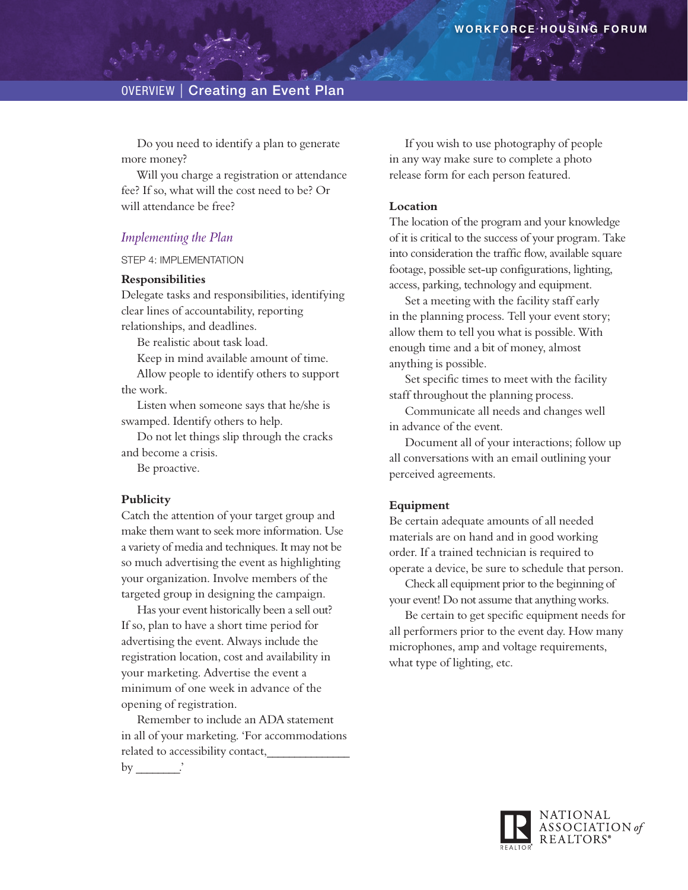Do you need to identify a plan to generate more money?

Will you charge a registration or attendance fee? If so, what will the cost need to be? Or will attendance be free?

*Implementing the Plan*

STEP 4: IMPLEMENTATION

**Responsibilities**

Delegate tasks and responsibilities, identifying clear lines of accountability, reporting relationships, and deadlines.

Be realistic about task load.

Keep in mind available amount of time.

Allow people to identify others to support the work.

Listen when someone says that he/she is swamped. Identify others to help.

Do not let things slip through the cracks and become a crisis.

Be proactive.

**Publicity**

Catch the attention of your target group and make them want to seek more information. Use a variety of media and techniques. It may not be so much advertising the event as highlighting your organization. Involve members of the targeted group in designing the campaign.

Has your event historically been a sell out? If so, plan to have a short time period for advertising the event. Always include the registration location, cost and availability in your marketing. Advertise the event a minimum of one week in advance of the opening of registration.

Remember to include an ADA statement in all of your marketing. 'For accommodations related to accessibility contact,_____________ by _______.'

If you wish to use photography of people in any way make sure to complete a photo release form for each person featured.

**Location**

The location of the program and your knowledge of it is critical to the success of your program. Take into consideration the traffic flow, available square footage, possible set-up configurations, lighting, access, parking, technology and equipment.

Set a meeting with the facility staff early in the planning process. Tell your event story; allow them to tell you what is possible. With enough time and a bit of money, almost anything is possible.

Set specific times to meet with the facility staff throughout the planning process.

Communicate all needs and changes well in advance of the event.

Document all of your interactions; follow up all conversations with an email outlining your perceived agreements.

**Equipment**

Be certain adequate amounts of all needed materials are on hand and in good working order. If a trained technician is required to operate a device, be sure to schedule that person.

Check all equipment prior to the beginning of your event! Do not assume that anything works.

Be certain to get specific equipment needs for all performers prior to the event day. How many microphones, amp and voltage requirements, what type of lighting, etc.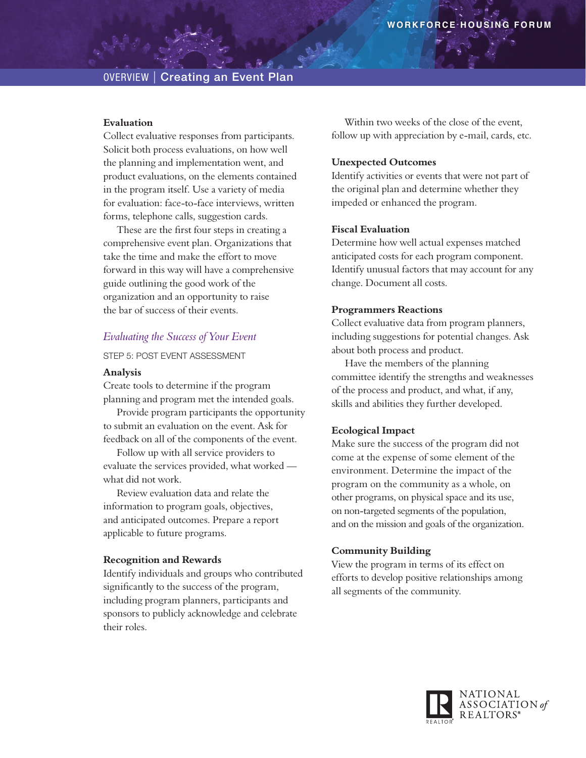## OVERVIEW | Creating an Event Plan

**Evaluation**

Collect evaluative responses from participants. Solicit both process evaluations, on how well the planning and implementation went, and product evaluations, on the elements contained in the program itself. Use a variety of media for evaluation: face-to-face interviews, written forms, telephone calls, suggestion cards.

These are the first four steps in creating a comprehensive event plan. Organizations that take the time and make the effort to move forward in this way will have a comprehensive guide outlining the good work of the organization and an opportunity to raise the bar of success of their events.

### *Evaluating the Success of Your Event*

STEP 5: POST EVENT ASSESSMENT

**Analysis**

Create tools to determine if the program planning and program met the intended goals.

Provide program participants the opportunity to submit an evaluation on the event. Ask for feedback on all of the components of the event.

Follow up with all service providers to evaluate the services provided, what worked — what did not work.

Review evaluation data and relate the information to program goals, objectives, and anticipated outcomes. Prepare a report applicable to future programs.

**Recognition and Rewards**

Identify individuals and groups who contributed significantly to the success of the program, including program planners, participants and sponsors to publicly acknowledge and celebrate their roles.

Within two weeks of the close of the event, follow up with appreciation by e-mail, cards, etc.

**Unexpected Outcomes**

Identify activities or events that were not part of the original plan and determine whether they impeded or enhanced the program.

**Fiscal Evaluation**

Determine how well actual expenses matched anticipated costs for each program component. Identify unusual factors that may account for any change. Document all costs.

**Programmers Reactions**

Collect evaluative data from program planners, including suggestions for potential changes. Ask about both process and product.

Have the members of the planning committee identify the strengths and weaknesses of the process and product, and what, if any, skills and abilities they further developed.

**Ecological Impact**

Make sure the success of the program did not come at the expense of some element of the environment. Determine the impact of the program on the community as a whole, on other programs, on physical space and its use, on non-targeted segments of the population, and on the mission and goals of the organization.

**Community Building**

View the program in terms of its effect on efforts to develop positive relationships among all segments of the community.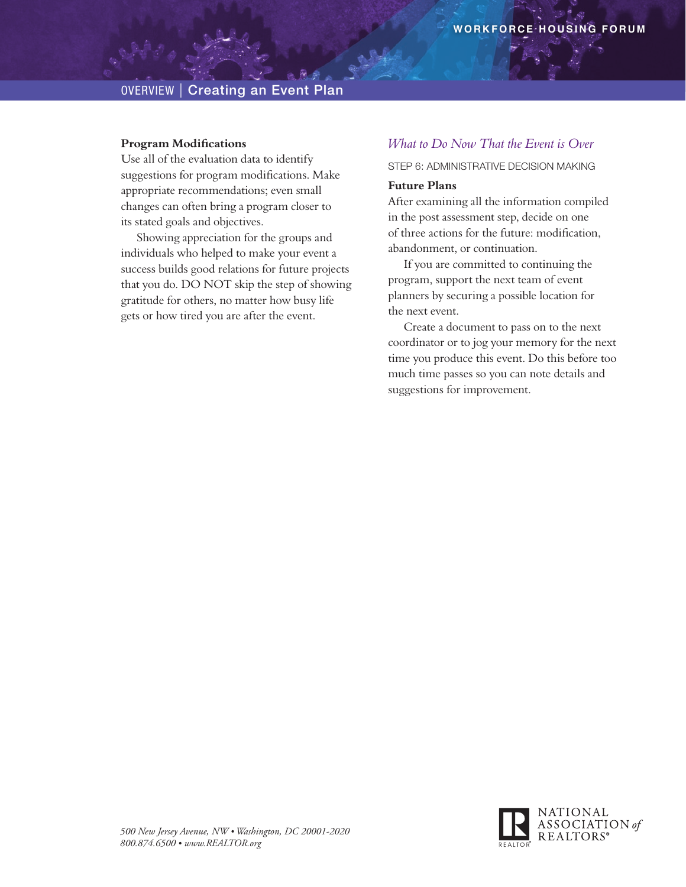### Program Modifications

Use all of the evaluation data to identify suggestions for program modifications. Make appropriate recommendations; even small changes can often bring a program closer to its stated goals and objectives.

Showing appreciation for the groups and individuals who helped to make your event a success builds good relations for future projects that you do. DO NOT skip the step of showing gratitude for others, no matter how busy life gets or how tired you are after the event.

## *What to Do Now That the Event is Over*

STEP 6: ADMINISTRATIVE DECISION MAKING

### Future Plans

After examining all the information compiled in the post assessment step, decide on one of three actions for the future: modification, abandonment, or continuation.

If you are committed to continuing the program, support the next team of event planners by securing a possible location for the next event.

Create a document to pass on to the next coordinator or to jog your memory for the next time you produce this event. Do this before too much time passes so you can note details and suggestions for improvement.